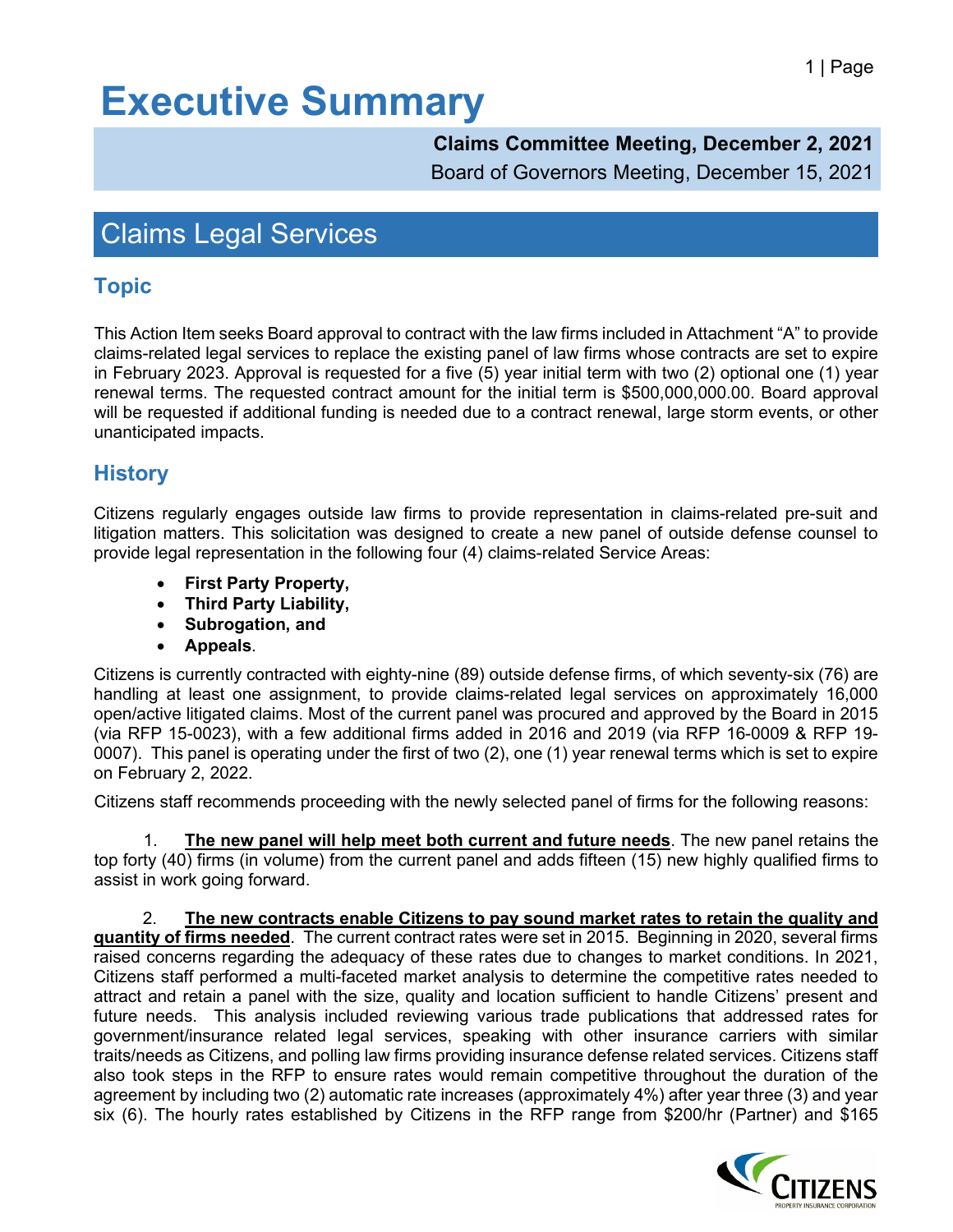# Executive Summary

**Claims Committee Meeting, December 2, 2021**
Board of Governors Meeting, December 15, 2021

## Claims Legal Services

### Topic

This Action Item seeks Board approval to contract with the law firms included in Attachment "A" to provide claims-related legal services to replace the existing panel of law firms whose contracts are set to expire in February 2023. Approval is requested for a five (5) year initial term with two (2) optional one (1) year renewal terms. The requested contract amount for the initial term is $500,000,000.00. Board approval will be requested if additional funding is needed due to a contract renewal, large storm events, or other unanticipated impacts.

### History

Citizens regularly engages outside law firms to provide representation in claims-related pre-suit and litigation matters. This solicitation was designed to create a new panel of outside defense counsel to provide legal representation in the following four (4) claims-related Service Areas:

- **First Party Property,**
- **Third Party Liability,**
- **Subrogation, and**
- **Appeals**.

Citizens is currently contracted with eighty-nine (89) outside defense firms, of which seventy-six (76) are handling at least one assignment, to provide claims-related legal services on approximately 16,000 open/active litigated claims. Most of the current panel was procured and approved by the Board in 2015 (via RFP 15-0023), with a few additional firms added in 2016 and 2019 (via RFP 16-0009 & RFP 19-0007). This panel is operating under the first of two (2), one (1) year renewal terms which is set to expire on February 2, 2022.

Citizens staff recommends proceeding with the newly selected panel of firms for the following reasons:

1. **The new panel will help meet both current and future needs**. The new panel retains the top forty (40) firms (in volume) from the current panel and adds fifteen (15) new highly qualified firms to assist in work going forward.

2. **The new contracts enable Citizens to pay sound market rates to retain the quality and quantity of firms needed**. The current contract rates were set in 2015. Beginning in 2020, several firms raised concerns regarding the adequacy of these rates due to changes to market conditions. In 2021, Citizens staff performed a multi-faceted market analysis to determine the competitive rates needed to attract and retain a panel with the size, quality and location sufficient to handle Citizens' present and future needs. This analysis included reviewing various trade publications that addressed rates for government/insurance related legal services, speaking with other insurance carriers with similar traits/needs as Citizens, and polling law firms providing insurance defense related services. Citizens staff also took steps in the RFP to ensure rates would remain competitive throughout the duration of the agreement by including two (2) automatic rate increases (approximately 4%) after year three (3) and year six (6). The hourly rates established by Citizens in the RFP range from $200/hr (Partner) and $165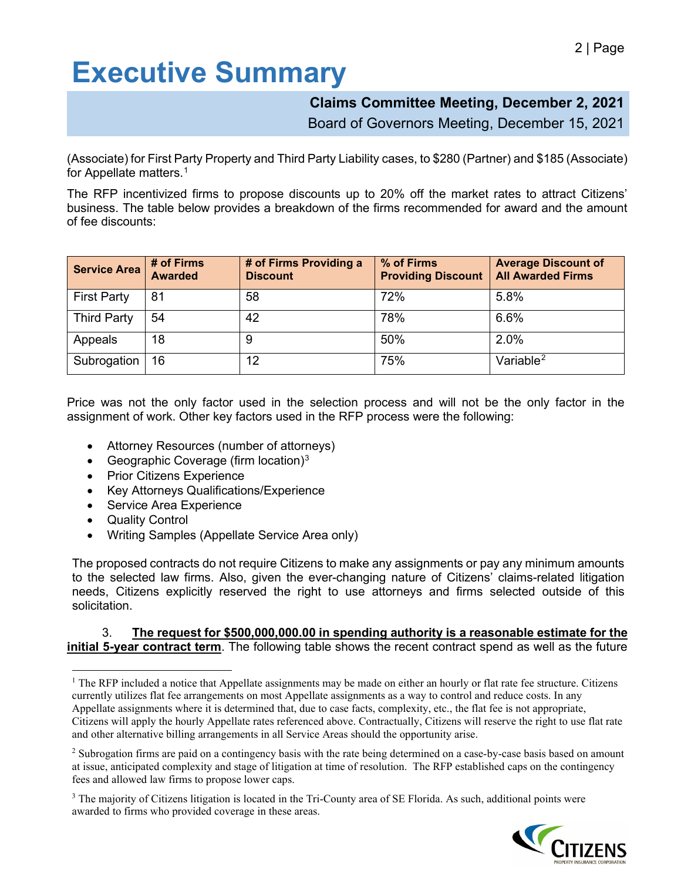# Executive Summary

**Claims Committee Meeting, December 2, 2021**

Board of Governors Meeting, December 15, 2021

(Associate) for First Party Property and Third Party Liability cases, to $280 (Partner) and $185 (Associate) for Appellate matters.[1]

The RFP incentivized firms to propose discounts up to 20% off the market rates to attract Citizens' business. The table below provides a breakdown of the firms recommended for award and the amount of fee discounts:

| Service Area | # of Firms Awarded | # of Firms Providing a Discount | % of Firms Providing Discount | Average Discount of All Awarded Firms |
|---|---|---|---|---|
| First Party | 81 | 58 | 72% | 5.8% |
| Third Party | 54 | 42 | 78% | 6.6% |
| Appeals | 18 | 9 | 50% | 2.0% |
| Subrogation | 16 | 12 | 75% | Variable[2] |

Price was not the only factor used in the selection process and will not be the only factor in the assignment of work. Other key factors used in the RFP process were the following:

- Attorney Resources (number of attorneys)
- Geographic Coverage (firm location)[3]
- Prior Citizens Experience
- Key Attorneys Qualifications/Experience
- Service Area Experience
- Quality Control
- Writing Samples (Appellate Service Area only)

The proposed contracts do not require Citizens to make any assignments or pay any minimum amounts to the selected law firms. Also, given the ever-changing nature of Citizens' claims-related litigation needs, Citizens explicitly reserved the right to use attorneys and firms selected outside of this solicitation.

3. **The request for $500,000,000.00 in spending authority is a reasonable estimate for the initial 5-year contract term**. The following table shows the recent contract spend as well as the future

---

[1] The RFP included a notice that Appellate assignments may be made on either an hourly or flat rate fee structure. Citizens currently utilizes flat fee arrangements on most Appellate assignments as a way to control and reduce costs. In any Appellate assignments where it is determined that, due to case facts, complexity, etc., the flat fee is not appropriate, Citizens will apply the hourly Appellate rates referenced above. Contractually, Citizens will reserve the right to use flat rate and other alternative billing arrangements in all Service Areas should the opportunity arise.

[2] Subrogation firms are paid on a contingency basis with the rate being determined on a case-by-case basis based on amount at issue, anticipated complexity and stage of litigation at time of resolution. The RFP established caps on the contingency fees and allowed law firms to propose lower caps.

[3] The majority of Citizens litigation is located in the Tri-County area of SE Florida. As such, additional points were awarded to firms who provided coverage in these areas.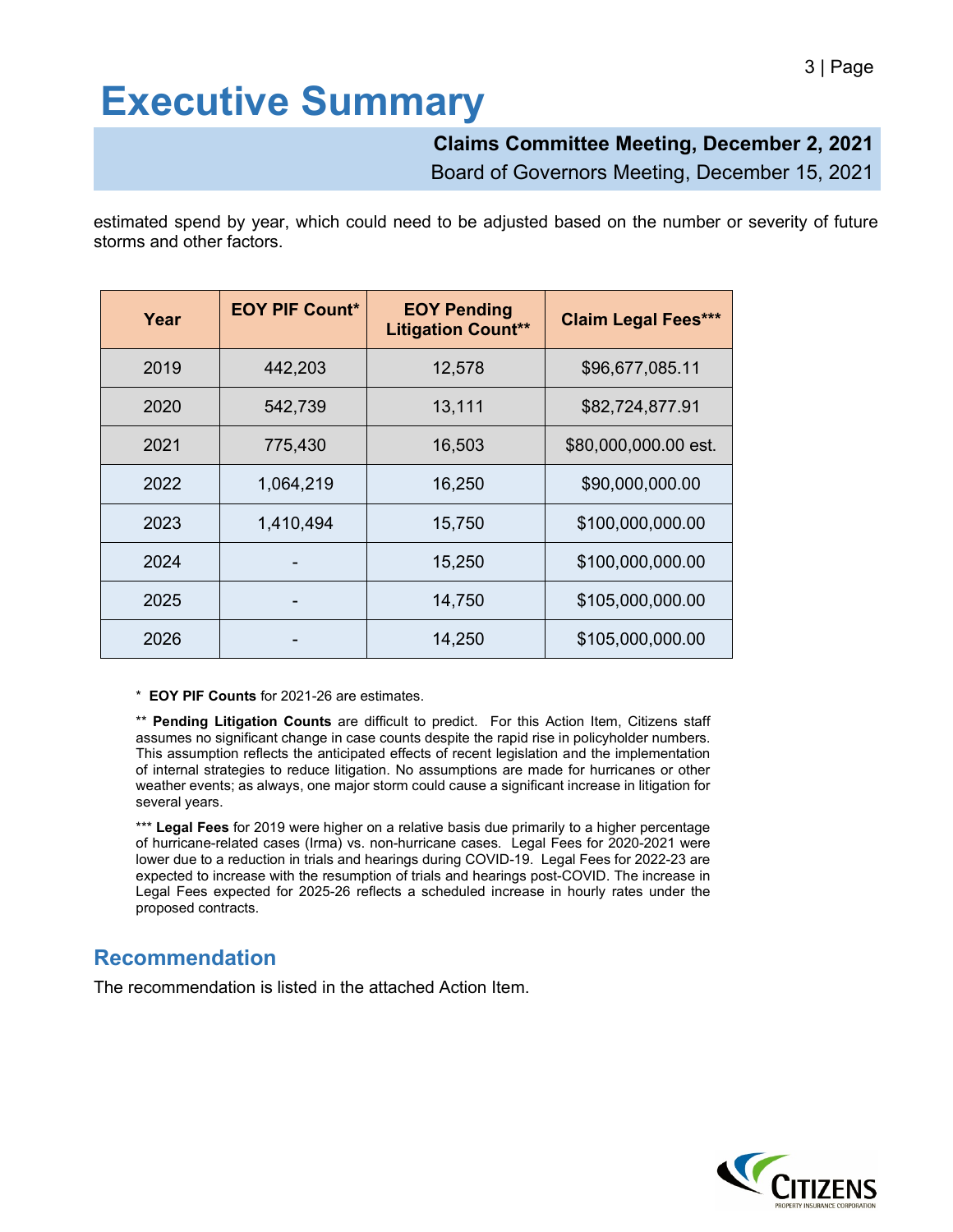estimated spend by year, which could need to be adjusted based on the number or severity of future storms and other factors.

| Year | EOY PIF Count* | EOY Pending Litigation Count** | Claim Legal Fees*** |
| --- | --- | --- | --- |
| 2019 | 442,203 | 12,578 | $96,677,085.11 |
| 2020 | 542,739 | 13,111 | $82,724,877.91 |
| 2021 | 775,430 | 16,503 | $80,000,000.00 est. |
| 2022 | 1,064,219 | 16,250 | $90,000,000.00 |
| 2023 | 1,410,494 | 15,750 | $100,000,000.00 |
| 2024 | - | 15,250 | $100,000,000.00 |
| 2025 | - | 14,750 | $105,000,000.00 |
| 2026 | - | 14,250 | $105,000,000.00 |

* **EOY PIF Counts** for 2021-26 are estimates.

** **Pending Litigation Counts** are difficult to predict. For this Action Item, Citizens staff assumes no significant change in case counts despite the rapid rise in policyholder numbers. This assumption reflects the anticipated effects of recent legislation and the implementation of internal strategies to reduce litigation. No assumptions are made for hurricanes or other weather events; as always, one major storm could cause a significant increase in litigation for several years.

*** **Legal Fees** for 2019 were higher on a relative basis due primarily to a higher percentage of hurricane-related cases (Irma) vs. non-hurricane cases. Legal Fees for 2020-2021 were lower due to a reduction in trials and hearings during COVID-19. Legal Fees for 2022-23 are expected to increase with the resumption of trials and hearings post-COVID. The increase in Legal Fees expected for 2025-26 reflects a scheduled increase in hourly rates under the proposed contracts.

## Recommendation

The recommendation is listed in the attached Action Item.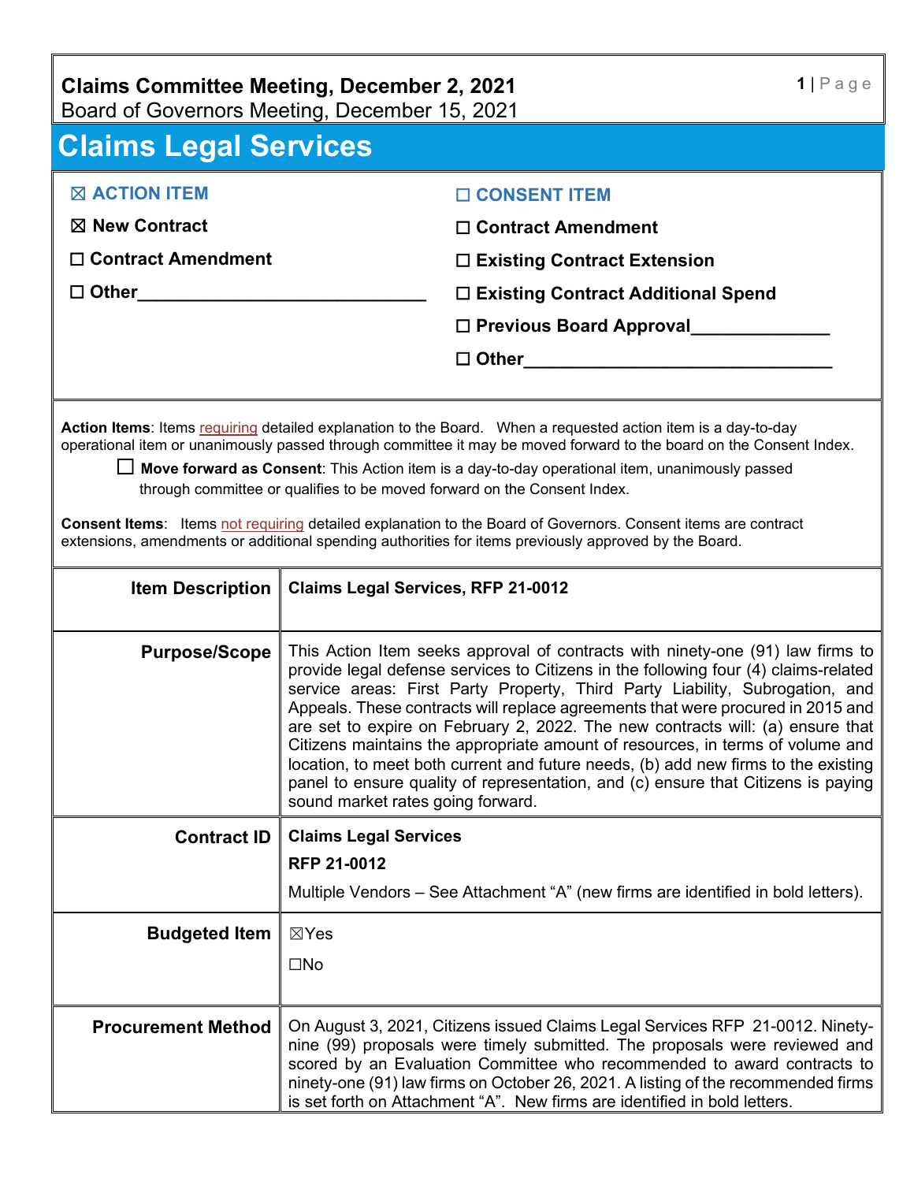**Claims Committee Meeting, December 2, 2021**
Board of Governors Meeting, December 15, 2021

# Claims Legal Services

| | |
|---|---|
| ☒ **ACTION ITEM** | ☐ **CONSENT ITEM** |
| ☒ **New Contract** | ☐ **Contract Amendment** |
| ☐ **Contract Amendment** | ☐ **Existing Contract Extension** |
| ☐ **Other**_____________________________ | ☐ **Existing Contract Additional Spend** |
| | ☐ **Previous Board Approval**______________ |
| | ☐ **Other**_______________________________ |

**Action Items**: Items requiring detailed explanation to the Board. When a requested action item is a day-to-day operational item or unanimously passed through committee it may be moved forward to the board on the Consent Index.

☐ **Move forward as Consent**: This Action item is a day-to-day operational item, unanimously passed through committee or qualifies to be moved forward on the Consent Index.

**Consent Items**: Items not requiring detailed explanation to the Board of Governors. Consent items are contract extensions, amendments or additional spending authorities for items previously approved by the Board.

| | |
|---|---|
| **Item Description** | **Claims Legal Services, RFP 21-0012** |
| **Purpose/Scope** | This Action Item seeks approval of contracts with ninety-one (91) law firms to provide legal defense services to Citizens in the following four (4) claims-related service areas: First Party Property, Third Party Liability, Subrogation, and Appeals. These contracts will replace agreements that were procured in 2015 and are set to expire on February 2, 2022. The new contracts will: (a) ensure that Citizens maintains the appropriate amount of resources, in terms of volume and location, to meet both current and future needs, (b) add new firms to the existing panel to ensure quality of representation, and (c) ensure that Citizens is paying sound market rates going forward. |
| **Contract ID** | **Claims Legal Services**<br>**RFP 21-0012**<br>Multiple Vendors – See Attachment "A" (new firms are identified in bold letters). |
| **Budgeted Item** | ☒Yes<br>☐No |
| **Procurement Method** | On August 3, 2021, Citizens issued Claims Legal Services RFP 21-0012. Ninety-nine (99) proposals were timely submitted. The proposals were reviewed and scored by an Evaluation Committee who recommended to award contracts to ninety-one (91) law firms on October 26, 2021. A listing of the recommended firms is set forth on Attachment "A". New firms are identified in bold letters. |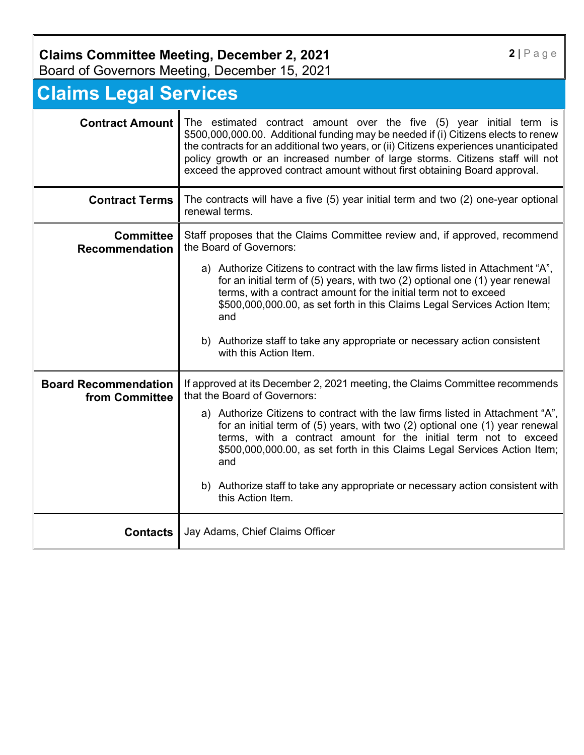# Claims Legal Services

| | |
|---|---|
| **Contract Amount** | The estimated contract amount over the five (5) year initial term is $500,000,000.00. Additional funding may be needed if (i) Citizens elects to renew the contracts for an additional two years, or (ii) Citizens experiences unanticipated policy growth or an increased number of large storms. Citizens staff will not exceed the approved contract amount without first obtaining Board approval. |
| **Contract Terms** | The contracts will have a five (5) year initial term and two (2) one-year optional renewal terms. |
| **Committee Recommendation** | Staff proposes that the Claims Committee review and, if approved, recommend the Board of Governors:<br><br>a) Authorize Citizens to contract with the law firms listed in Attachment "A", for an initial term of (5) years, with two (2) optional one (1) year renewal terms, with a contract amount for the initial term not to exceed $500,000,000.00, as set forth in this Claims Legal Services Action Item; and<br><br>b) Authorize staff to take any appropriate or necessary action consistent with this Action Item. |
| **Board Recommendation from Committee** | If approved at its December 2, 2021 meeting, the Claims Committee recommends that the Board of Governors:<br><br>a) Authorize Citizens to contract with the law firms listed in Attachment "A", for an initial term of (5) years, with two (2) optional one (1) year renewal terms, with a contract amount for the initial term not to exceed $500,000,000.00, as set forth in this Claims Legal Services Action Item; and<br><br>b) Authorize staff to take any appropriate or necessary action consistent with this Action Item. |
| **Contacts** | Jay Adams, Chief Claims Officer |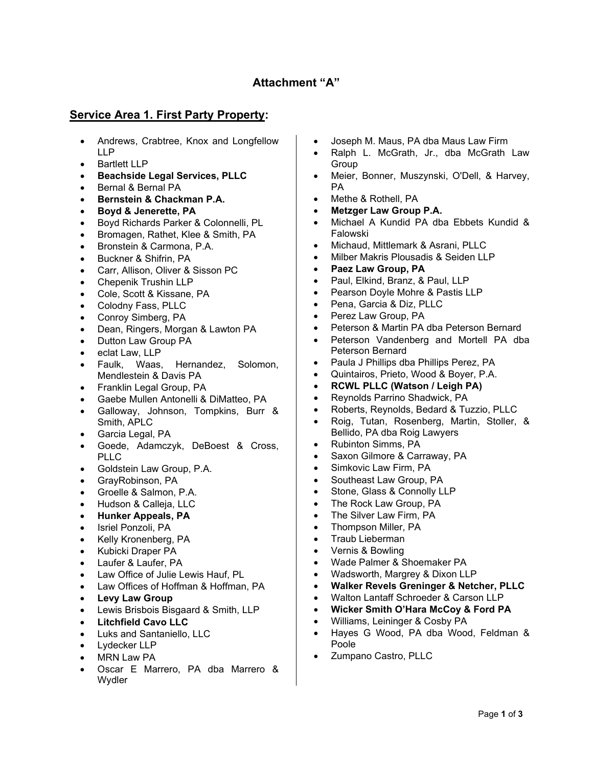## Attachment "A"

### Service Area 1. First Party Property:

- Andrews, Crabtree, Knox and Longfellow LLP
- Bartlett LLP
- **Beachside Legal Services, PLLC**
- Bernal & Bernal PA
- **Bernstein & Chackman P.A.**
- **Boyd & Jenerette, PA**
- Boyd Richards Parker & Colonnelli, PL
- Bromagen, Rathet, Klee & Smith, PA
- Bronstein & Carmona, P.A.
- Buckner & Shifrin, PA
- Carr, Allison, Oliver & Sisson PC
- Chepenik Trushin LLP
- Cole, Scott & Kissane, PA
- Colodny Fass, PLLC
- Conroy Simberg, PA
- Dean, Ringers, Morgan & Lawton PA
- Dutton Law Group PA
- eclat Law, LLP
- Faulk, Waas, Hernandez, Solomon, Mendlestein & Davis PA
- Franklin Legal Group, PA
- Gaebe Mullen Antonelli & DiMatteo, PA
- Galloway, Johnson, Tompkins, Burr & Smith, APLC
- Garcia Legal, PA
- Goede, Adamczyk, DeBoest & Cross, PLLC
- Goldstein Law Group, P.A.
- GrayRobinson, PA
- Groelle & Salmon, P.A.
- Hudson & Calleja, LLC
- **Hunker Appeals, PA**
- Isriel Ponzoli, PA
- Kelly Kronenberg, PA
- Kubicki Draper PA
- Laufer & Laufer, PA
- Law Office of Julie Lewis Hauf, PL
- Law Offices of Hoffman & Hoffman, PA
- **Levy Law Group**
- Lewis Brisbois Bisgaard & Smith, LLP
- **Litchfield Cavo LLC**
- Luks and Santaniello, LLC
- Lydecker LLP
- MRN Law PA
- Oscar E Marrero, PA dba Marrero & Wydler
- Joseph M. Maus, PA dba Maus Law Firm
- Ralph L. McGrath, Jr., dba McGrath Law Group
- Meier, Bonner, Muszynski, O'Dell, & Harvey, PA
- Methe & Rothell, PA
- **Metzger Law Group P.A.**
- Michael A Kundid PA dba Ebbets Kundid & Falowski
- Michaud, Mittlemark & Asrani, PLLC
- Milber Makris Plousadis & Seiden LLP
- **Paez Law Group, PA**
- Paul, Elkind, Branz, & Paul, LLP
- Pearson Doyle Mohre & Pastis LLP
- Pena, Garcia & Diz, PLLC
- Perez Law Group, PA
- Peterson & Martin PA dba Peterson Bernard
- Peterson Vandenberg and Mortell PA dba Peterson Bernard
- Paula J Phillips dba Phillips Perez, PA
- Quintairos, Prieto, Wood & Boyer, P.A.
- **RCWL PLLC (Watson / Leigh PA)**
- Reynolds Parrino Shadwick, PA
- Roberts, Reynolds, Bedard & Tuzzio, PLLC
- Roig, Tutan, Rosenberg, Martin, Stoller, & Bellido, PA dba Roig Lawyers
- Rubinton Simms, PA
- Saxon Gilmore & Carraway, PA
- Simkovic Law Firm, PA
- Southeast Law Group, PA
- Stone, Glass & Connolly LLP
- The Rock Law Group, PA
- The Silver Law Firm, PA
- Thompson Miller, PA
- Traub Lieberman
- Vernis & Bowling
- Wade Palmer & Shoemaker PA
- Wadsworth, Margrey & Dixon LLP
- **Walker Revels Greninger & Netcher, PLLC**
- Walton Lantaff Schroeder & Carson LLP
- **Wicker Smith O'Hara McCoy & Ford PA**
- Williams, Leininger & Cosby PA
- Hayes G Wood, PA dba Wood, Feldman & Poole
- Zumpano Castro, PLLC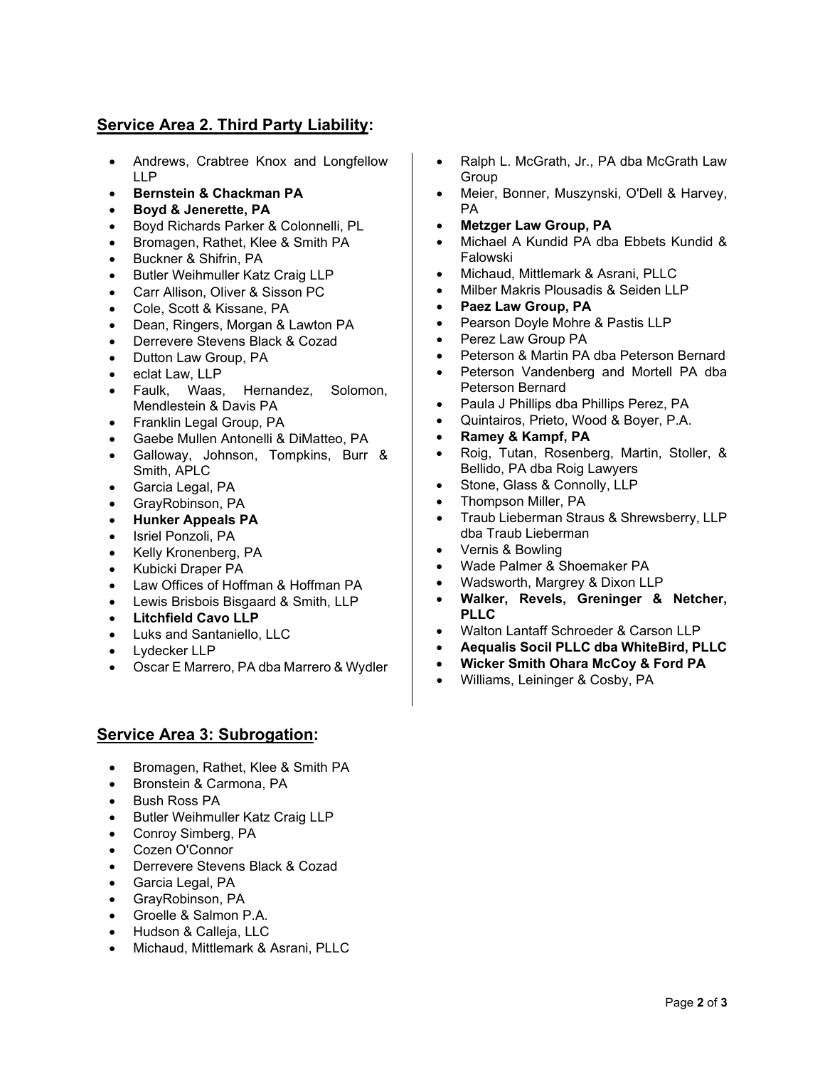## **Service Area 2. Third Party Liability:**

- Andrews, Crabtree Knox and Longfellow LLP
- **Bernstein & Chackman PA**
- **Boyd & Jenerette, PA**
- Boyd Richards Parker & Colonnelli, PL
- Bromagen, Rathet, Klee & Smith PA
- Buckner & Shifrin, PA
- Butler Weihmuller Katz Craig LLP
- Carr Allison, Oliver & Sisson PC
- Cole, Scott & Kissane, PA
- Dean, Ringers, Morgan & Lawton PA
- Derrevere Stevens Black & Cozad
- Dutton Law Group, PA
- eclat Law, LLP
- Faulk, Waas, Hernandez, Solomon, Mendlestein & Davis PA
- Franklin Legal Group, PA
- Gaebe Mullen Antonelli & DiMatteo, PA
- Galloway, Johnson, Tompkins, Burr & Smith, APLC
- Garcia Legal, PA
- GrayRobinson, PA
- **Hunker Appeals PA**
- Isriel Ponzoli, PA
- Kelly Kronenberg, PA
- Kubicki Draper PA
- Law Offices of Hoffman & Hoffman PA
- Lewis Brisbois Bisgaard & Smith, LLP
- **Litchfield Cavo LLP**
- Luks and Santaniello, LLC
- Lydecker LLP
- Oscar E Marrero, PA dba Marrero & Wydler
- Ralph L. McGrath, Jr., PA dba McGrath Law Group
- Meier, Bonner, Muszynski, O'Dell & Harvey, PA
- **Metzger Law Group, PA**
- Michael A Kundid PA dba Ebbets Kundid & Falowski
- Michaud, Mittlemark & Asrani, PLLC
- Milber Makris Plousadis & Seiden LLP
- **Paez Law Group, PA**
- Pearson Doyle Mohre & Pastis LLP
- Perez Law Group PA
- Peterson & Martin PA dba Peterson Bernard
- Peterson Vandenberg and Mortell PA dba Peterson Bernard
- Paula J Phillips dba Phillips Perez, PA
- Quintairos, Prieto, Wood & Boyer, P.A.
- **Ramey & Kampf, PA**
- Roig, Tutan, Rosenberg, Martin, Stoller, & Bellido, PA dba Roig Lawyers
- Stone, Glass & Connolly, LLP
- Thompson Miller, PA
- Traub Lieberman Straus & Shrewsberry, LLP dba Traub Lieberman
- Vernis & Bowling
- Wade Palmer & Shoemaker PA
- Wadsworth, Margrey & Dixon LLP
- **Walker, Revels, Greninger & Netcher, PLLC**
- Walton Lantaff Schroeder & Carson LLP
- **Aequalis Socil PLLC dba WhiteBird, PLLC**
- **Wicker Smith Ohara McCoy & Ford PA**
- Williams, Leininger & Cosby, PA

## **Service Area 3: Subrogation:**

- Bromagen, Rathet, Klee & Smith PA
- Bronstein & Carmona, PA
- Bush Ross PA
- Butler Weihmuller Katz Craig LLP
- Conroy Simberg, PA
- Cozen O'Connor
- Derrevere Stevens Black & Cozad
- Garcia Legal, PA
- GrayRobinson, PA
- Groelle & Salmon P.A.
- Hudson & Calleja, LLC
- Michaud, Mittlemark & Asrani, PLLC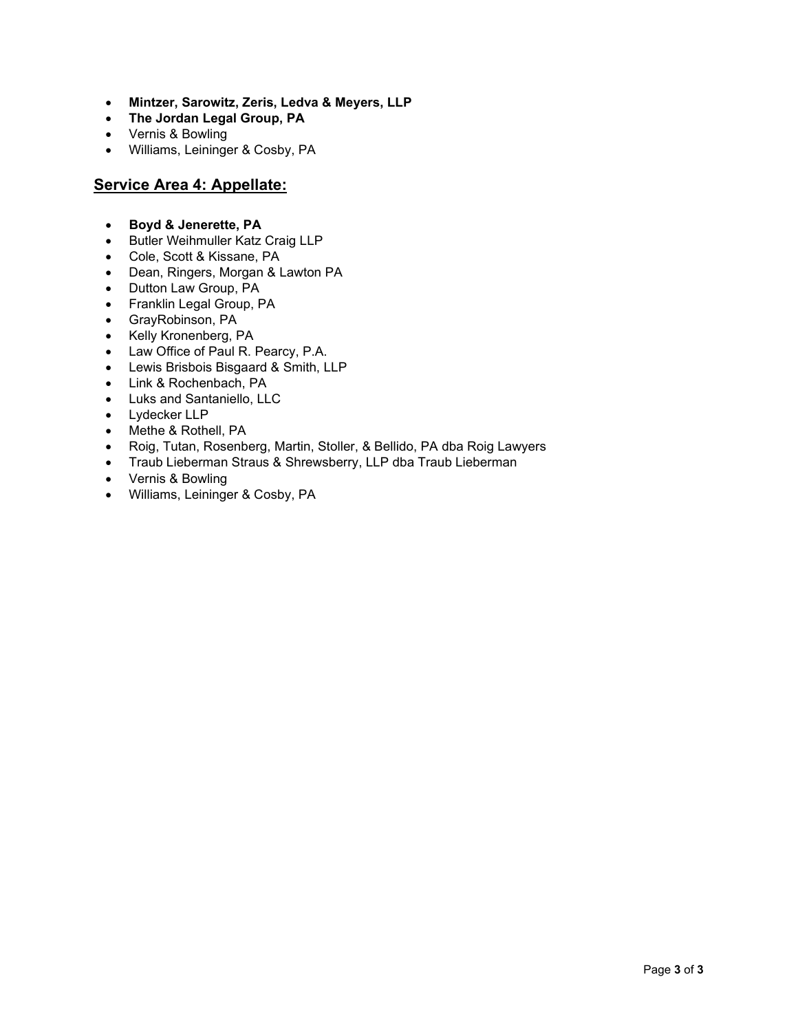- **Mintzer, Sarowitz, Zeris, Ledva & Meyers, LLP**
- **The Jordan Legal Group, PA**
- Vernis & Bowling
- Williams, Leininger & Cosby, PA

## Service Area 4: Appellate:

- **Boyd & Jenerette, PA**
- Butler Weihmuller Katz Craig LLP
- Cole, Scott & Kissane, PA
- Dean, Ringers, Morgan & Lawton PA
- Dutton Law Group, PA
- Franklin Legal Group, PA
- GrayRobinson, PA
- Kelly Kronenberg, PA
- Law Office of Paul R. Pearcy, P.A.
- Lewis Brisbois Bisgaard & Smith, LLP
- Link & Rochenbach, PA
- Luks and Santaniello, LLC
- Lydecker LLP
- Methe & Rothell, PA
- Roig, Tutan, Rosenberg, Martin, Stoller, & Bellido, PA dba Roig Lawyers
- Traub Lieberman Straus & Shrewsberry, LLP dba Traub Lieberman
- Vernis & Bowling
- Williams, Leininger & Cosby, PA